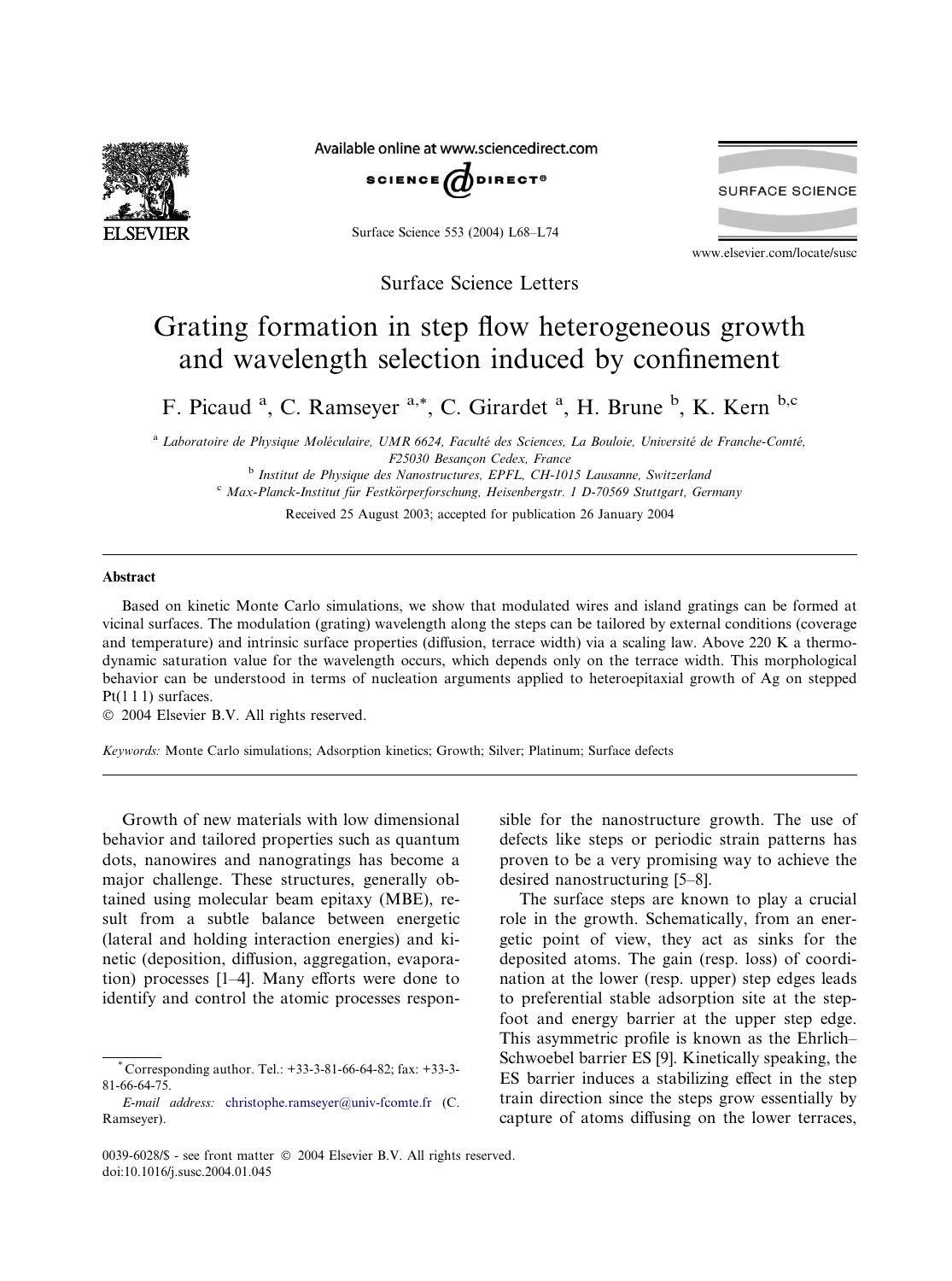Surface Science Letters

# Grating formation in step flow heterogeneous growth and wavelength selection induced by confinement

F. Picaud [a], C. Ramseyer [a,*], C. Girardet [a], H. Brune [b], K. Kern [b,c]

[a] Laboratoire de Physique Moléculaire, UMR 6624, Faculté des Sciences, La Bouloie, Université de Franche-Comté, F25030 Besançon Cedex, France

[b] Institut de Physique des Nanostructures, EPFL, CH-1015 Lausanne, Switzerland

[c] Max-Planck-Institut für Festkörperforschung, Heisenbergstr. 1 D-70569 Stuttgart, Germany

Received 25 August 2003; accepted for publication 26 January 2004

## Abstract

Based on kinetic Monte Carlo simulations, we show that modulated wires and island gratings can be formed at vicinal surfaces. The modulation (grating) wavelength along the steps can be tailored by external conditions (coverage and temperature) and intrinsic surface properties (diffusion, terrace width) via a scaling law. Above 220 K a thermodynamic saturation value for the wavelength occurs, which depends only on the terrace width. This morphological behavior can be understood in terms of nucleation arguments applied to heteroepitaxial growth of Ag on stepped Pt(1 1 1) surfaces.

© 2004 Elsevier B.V. All rights reserved.

*Keywords:* Monte Carlo simulations; Adsorption kinetics; Growth; Silver; Platinum; Surface defects

Growth of new materials with low dimensional behavior and tailored properties such as quantum dots, nanowires and nanogratings has become a major challenge. These structures, generally obtained using molecular beam epitaxy (MBE), result from a subtle balance between energetic (lateral and holding interaction energies) and kinetic (deposition, diffusion, aggregation, evaporation) processes [1–4]. Many efforts were done to identify and control the atomic processes responsible for the nanostructure growth. The use of defects like steps or periodic strain patterns has proven to be a very promising way to achieve the desired nanostructuring [5–8].

The surface steps are known to play a crucial role in the growth. Schematically, from an energetic point of view, they act as sinks for the deposited atoms. The gain (resp. loss) of coordination at the lower (resp. upper) step edges leads to preferential stable adsorption site at the step-foot and energy barrier at the upper step edge. This asymmetric profile is known as the Ehrlich–Schwoebel barrier ES [9]. Kinetically speaking, the ES barrier induces a stabilizing effect in the step train direction since the steps grow essentially by capture of atoms diffusing on the lower terraces,

* Corresponding author. Tel.: +33-3-81-66-64-82; fax: +33-3-81-66-64-75.

*E-mail address:* christophe.ramseyer@univ-fcomte.fr (C. Ramseyer).

0039-6028/$ - see front matter © 2004 Elsevier B.V. All rights reserved.
doi:10.1016/j.susc.2004.01.045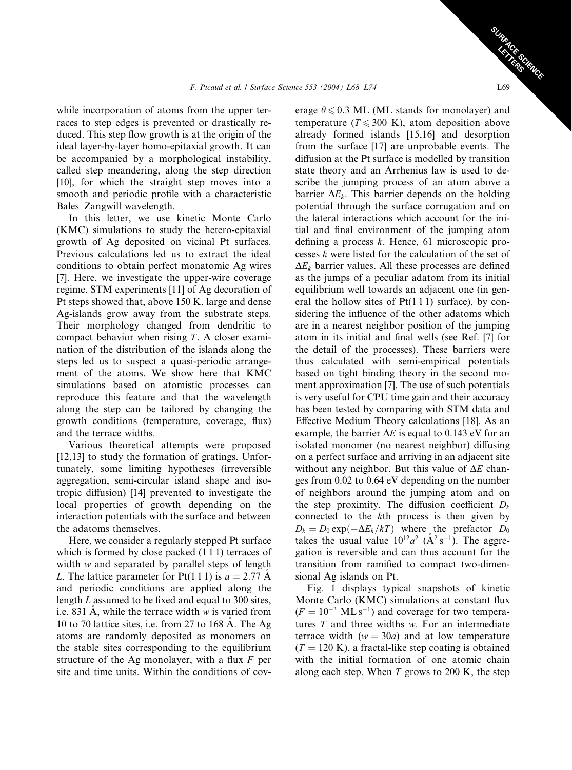while incorporation of atoms from the upper terraces to step edges is prevented or drastically reduced. This step flow growth is at the origin of the ideal layer-by-layer homo-epitaxial growth. It can be accompanied by a morphological instability, called step meandering, along the step direction [10], for which the straight step moves into a smooth and periodic profile with a characteristic Bales–Zangwill wavelength.

In this letter, we use kinetic Monte Carlo (KMC) simulations to study the hetero-epitaxial growth of Ag deposited on vicinal Pt surfaces. Previous calculations led us to extract the ideal conditions to obtain perfect monatomic Ag wires [7]. Here, we investigate the upper-wire coverage regime. STM experiments [11] of Ag decoration of Pt steps showed that, above 150 K, large and dense Ag-islands grow away from the substrate steps. Their morphology changed from dendritic to compact behavior when rising $T$. A closer examination of the distribution of the islands along the steps led us to suspect a quasi-periodic arrangement of the atoms. We show here that KMC simulations based on atomistic processes can reproduce this feature and that the wavelength along the step can be tailored by changing the growth conditions (temperature, coverage, flux) and the terrace widths.

Various theoretical attempts were proposed [12,13] to study the formation of gratings. Unfortunately, some limiting hypotheses (irreversible aggregation, semi-circular island shape and isotropic diffusion) [14] prevented to investigate the local properties of growth depending on the interaction potentials with the surface and between the adatoms themselves.

Here, we consider a regularly stepped Pt surface which is formed by close packed (1 1 1) terraces of width $w$ and separated by parallel steps of length $L$. The lattice parameter for Pt(1 1 1) is $a = 2.77$ Å and periodic conditions are applied along the length $L$ assumed to be fixed and equal to 300 sites, i.e. 831 Å, while the terrace width $w$ is varied from 10 to 70 lattice sites, i.e. from 27 to 168 Å. The Ag atoms are randomly deposited as monomers on the stable sites corresponding to the equilibrium structure of the Ag monolayer, with a flux $F$ per site and time units. Within the conditions of coverage $\theta \leqslant 0.3$ ML (ML stands for monolayer) and temperature ($T \leqslant 300$ K), atom deposition above already formed islands [15,16] and desorption from the surface [17] are unprobable events. The diffusion at the Pt surface is modelled by transition state theory and an Arrhenius law is used to describe the jumping process of an atom above a barrier $\Delta E_k$. This barrier depends on the holding potential through the surface corrugation and on the lateral interactions which account for the initial and final environment of the jumping atom defining a process $k$. Hence, 61 microscopic processes $k$ were listed for the calculation of the set of $\Delta E_k$ barrier values. All these processes are defined as the jumps of a peculiar adatom from its initial equilibrium well towards an adjacent one (in general the hollow sites of Pt(1 1 1) surface), by considering the influence of the other adatoms which are in a nearest neighbor position of the jumping atom in its initial and final wells (see Ref. [7] for the detail of the processes). These barriers were thus calculated with semi-empirical potentials based on tight binding theory in the second moment approximation [7]. The use of such potentials is very useful for CPU time gain and their accuracy has been tested by comparing with STM data and Effective Medium Theory calculations [18]. As an example, the barrier $\Delta E$ is equal to 0.143 eV for an isolated monomer (no nearest neighbor) diffusing on a perfect surface and arriving in an adjacent site without any neighbor. But this value of $\Delta E$ changes from 0.02 to 0.64 eV depending on the number of neighbors around the jumping atom and on the step proximity. The diffusion coefficient $D_k$ connected to the $k$th process is then given by $D_k = D_0 \exp(-\Delta E_k/kT)$ where the prefactor $D_0$ takes the usual value $10^{12}a^2$ (Å$^2$ s$^{-1}$). The aggregation is reversible and can thus account for the transition from ramified to compact two-dimensional Ag islands on Pt.

Fig. 1 displays typical snapshots of kinetic Monte Carlo (KMC) simulations at constant flux ($F = 10^{-3}$ ML s$^{-1}$) and coverage for two temperatures $T$ and three widths $w$. For an intermediate terrace width ($w = 30a$) and at low temperature ($T = 120$ K), a fractal-like step coating is obtained with the initial formation of one atomic chain along each step. When $T$ grows to 200 K, the step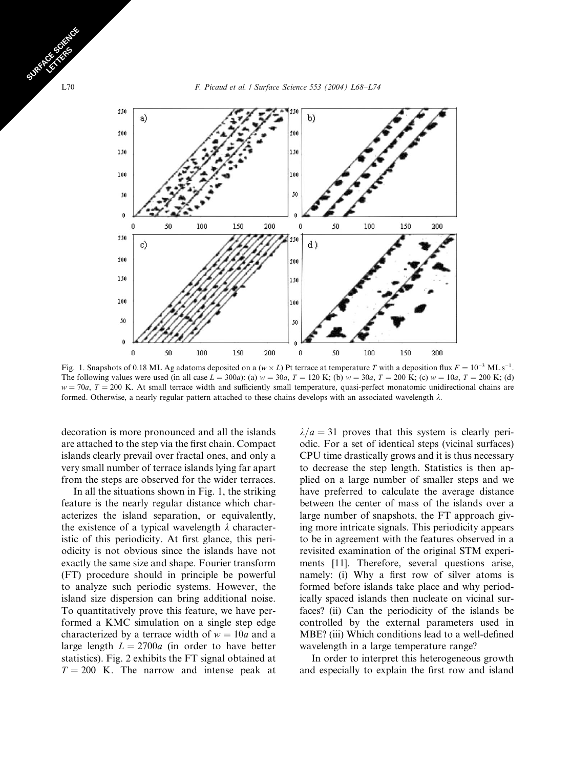Fig. 1. Snapshots of 0.18 ML Ag adatoms deposited on a ($w \times L$) Pt terrace at temperature $T$ with a deposition flux $F = 10^{-3}$ ML s$^{-1}$. The following values were used (in all case $L = 300a$): (a) $w = 30a$, $T = 120$ K; (b) $w = 30a$, $T = 200$ K; (c) $w = 10a$, $T = 200$ K; (d) $w = 70a$, $T = 200$ K. At small terrace width and sufficiently small temperature, quasi-perfect monatomic unidirectional chains are formed. Otherwise, a nearly regular pattern attached to these chains develops with an associated wavelength $\lambda$.

decoration is more pronounced and all the islands are attached to the step via the first chain. Compact islands clearly prevail over fractal ones, and only a very small number of terrace islands lying far apart from the steps are observed for the wider terraces.

In all the situations shown in Fig. 1, the striking feature is the nearly regular distance which characterizes the island separation, or equivalently, the existence of a typical wavelength $\lambda$ characteristic of this periodicity. At first glance, this periodicity is not obvious since the islands have not exactly the same size and shape. Fourier transform (FT) procedure should in principle be powerful to analyze such periodic systems. However, the island size dispersion can bring additional noise. To quantitatively prove this feature, we have performed a KMC simulation on a single step edge characterized by a terrace width of $w = 10a$ and a large length $L = 2700a$ (in order to have better statistics). Fig. 2 exhibits the FT signal obtained at $T = 200$ K. The narrow and intense peak at $\lambda/a = 31$ proves that this system is clearly periodic. For a set of identical steps (vicinal surfaces) CPU time drastically grows and it is thus necessary to decrease the step length. Statistics is then applied on a large number of smaller steps and we have preferred to calculate the average distance between the center of mass of the islands over a large number of snapshots, the FT approach giving more intricate signals. This periodicity appears to be in agreement with the features observed in a revisited examination of the original STM experiments [11]. Therefore, several questions arise, namely: (i) Why a first row of silver atoms is formed before islands take place and why periodically spaced islands then nucleate on vicinal surfaces? (ii) Can the periodicity of the islands be controlled by the external parameters used in MBE? (iii) Which conditions lead to a well-defined wavelength in a large temperature range?

In order to interpret this heterogeneous growth and especially to explain the first row and island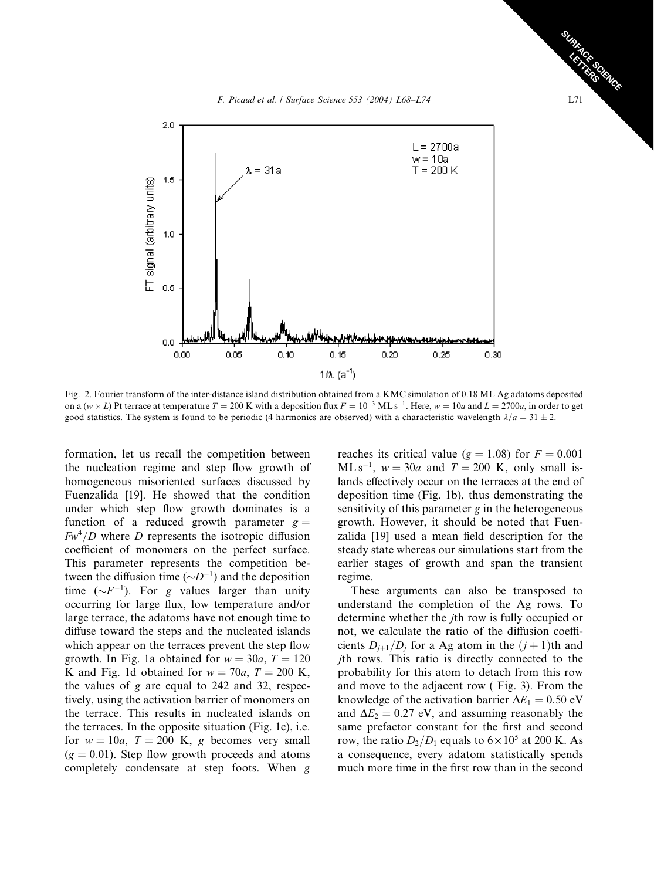Fig. 2. Fourier transform of the inter-distance island distribution obtained from a KMC simulation of 0.18 ML Ag adatoms deposited on a ($w \times L$) Pt terrace at temperature $T = 200$ K with a deposition flux $F = 10^{-3}$ ML s$^{-1}$. Here, $w = 10a$ and $L = 2700a$, in order to get good statistics. The system is found to be periodic (4 harmonics are observed) with a characteristic wavelength $\lambda/a = 31 \pm 2$.

formation, let us recall the competition between the nucleation regime and step flow growth of homogeneous misoriented surfaces discussed by Fuenzalida [19]. He showed that the condition under which step flow growth dominates is a function of a reduced growth parameter $g = Fw^4/D$ where $D$ represents the isotropic diffusion coefficient of monomers on the perfect surface. This parameter represents the competition between the diffusion time ($\sim D^{-1}$) and the deposition time ($\sim F^{-1}$). For $g$ values larger than unity occurring for large flux, low temperature and/or large terrace, the adatoms have not enough time to diffuse toward the steps and the nucleated islands which appear on the terraces prevent the step flow growth. In Fig. 1a obtained for $w = 30a$, $T = 120$ K and Fig. 1d obtained for $w = 70a$, $T = 200$ K, the values of $g$ are equal to 242 and 32, respectively, using the activation barrier of monomers on the terrace. This results in nucleated islands on the terraces. In the opposite situation (Fig. 1c), i.e. for $w = 10a$, $T = 200$ K, $g$ becomes very small ($g = 0.01$). Step flow growth proceeds and atoms completely condensate at step foots. When $g$ reaches its critical value ($g = 1.08$) for $F = 0.001$ ML s$^{-1}$, $w = 30a$ and $T = 200$ K, only small islands effectively occur on the terraces at the end of deposition time (Fig. 1b), thus demonstrating the sensitivity of this parameter $g$ in the heterogeneous growth. However, it should be noted that Fuenzalida [19] used a mean field description for the steady state whereas our simulations start from the earlier stages of growth and span the transient regime.

These arguments can also be transposed to understand the completion of the Ag rows. To determine whether the $j$th row is fully occupied or not, we calculate the ratio of the diffusion coefficients $D_{j+1}/D_j$ for a Ag atom in the $(j+1)$th and $j$th rows. This ratio is directly connected to the probability for this atom to detach from this row and move to the adjacent row ( Fig. 3). From the knowledge of the activation barrier $\Delta E_1 = 0.50$ eV and $\Delta E_2 = 0.27$ eV, and assuming reasonably the same prefactor constant for the first and second row, the ratio $D_2/D_1$ equals to $6 \times 10^5$ at 200 K. As a consequence, every adatom statistically spends much more time in the first row than in the second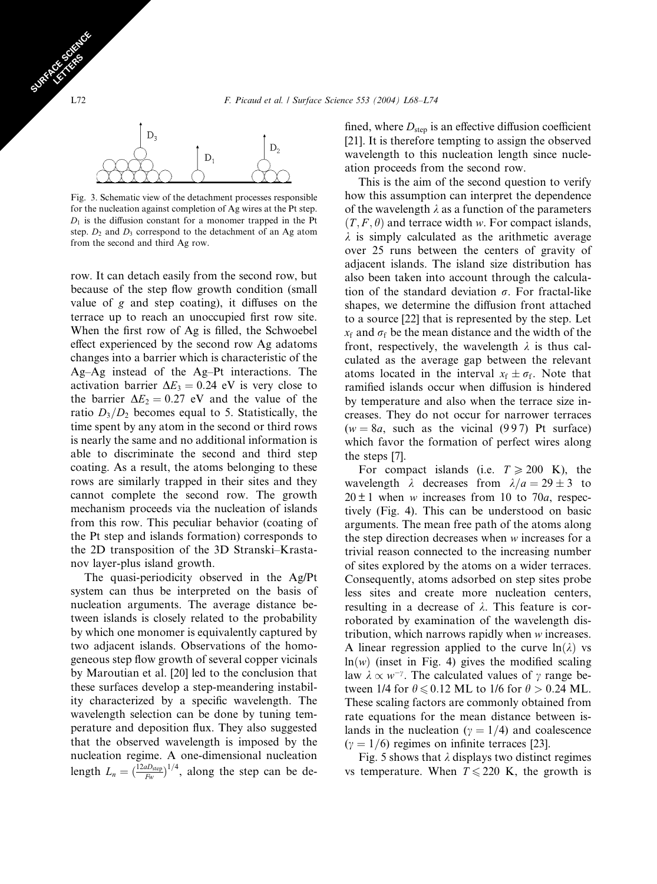Fig. 3. Schematic view of the detachment processes responsible for the nucleation against completion of Ag wires at the Pt step. $D_1$ is the diffusion constant for a monomer trapped in the Pt step. $D_2$ and $D_3$ correspond to the detachment of an Ag atom from the second and third Ag row.

row. It can detach easily from the second row, but because of the step flow growth condition (small value of $g$ and step coating), it diffuses on the terrace up to reach an unoccupied first row site. When the first row of Ag is filled, the Schwoebel effect experienced by the second row Ag adatoms changes into a barrier which is characteristic of the Ag–Ag instead of the Ag–Pt interactions. The activation barrier $\Delta E_3 = 0.24$ eV is very close to the barrier $\Delta E_2 = 0.27$ eV and the value of the ratio $D_3/D_2$ becomes equal to 5. Statistically, the time spent by any atom in the second or third rows is nearly the same and no additional information is able to discriminate the second and third step coating. As a result, the atoms belonging to these rows are similarly trapped in their sites and they cannot complete the second row. The growth mechanism proceeds via the nucleation of islands from this row. This peculiar behavior (coating of the Pt step and islands formation) corresponds to the 2D transposition of the 3D Stranski–Krastanov layer-plus island growth.

The quasi-periodicity observed in the Ag/Pt system can thus be interpreted on the basis of nucleation arguments. The average distance between islands is closely related to the probability by which one monomer is equivalently captured by two adjacent islands. Observations of the homogeneous step flow growth of several copper vicinals by Maroutian et al. [20] led to the conclusion that these surfaces develop a step-meandering instability characterized by a specific wavelength. The wavelength selection can be done by tuning temperature and deposition flux. They also suggested that the observed wavelength is imposed by the nucleation regime. A one-dimensional nucleation length $L_n = \left(\frac{12aD_{\text{step}}}{Fw}\right)^{1/4}$, along the step can be defined, where $D_{\text{step}}$ is an effective diffusion coefficient [21]. It is therefore tempting to assign the observed wavelength to this nucleation length since nucleation proceeds from the second row.

This is the aim of the second question to verify how this assumption can interpret the dependence of the wavelength $\lambda$ as a function of the parameters $(T, F, \theta)$ and terrace width $w$. For compact islands, $\lambda$ is simply calculated as the arithmetic average over 25 runs between the centers of gravity of adjacent islands. The island size distribution has also been taken into account through the calculation of the standard deviation $\sigma$. For fractal-like shapes, we determine the diffusion front attached to a source [22] that is represented by the step. Let $x_f$ and $\sigma_f$ be the mean distance and the width of the front, respectively, the wavelength $\lambda$ is thus calculated as the average gap between the relevant atoms located in the interval $x_f \pm \sigma_f$. Note that ramified islands occur when diffusion is hindered by temperature and also when the terrace size increases. They do not occur for narrower terraces ($w = 8a$, such as the vicinal (997) Pt surface) which favor the formation of perfect wires along the steps [7].

For compact islands (i.e. $T \geqslant 200$ K), the wavelength $\lambda$ decreases from $\lambda/a = 29 \pm 3$ to $20 \pm 1$ when $w$ increases from 10 to $70a$, respectively (Fig. 4). This can be understood on basic arguments. The mean free path of the atoms along the step direction decreases when $w$ increases for a trivial reason connected to the increasing number of sites explored by the atoms on a wider terraces. Consequently, atoms adsorbed on step sites probe less sites and create more nucleation centers, resulting in a decrease of $\lambda$. This feature is corroborated by examination of the wavelength distribution, which narrows rapidly when $w$ increases. A linear regression applied to the curve $\ln(\lambda)$ vs $\ln(w)$ (inset in Fig. 4) gives the modified scaling law $\lambda \propto w^{-\gamma}$. The calculated values of $\gamma$ range between 1/4 for $\theta \leqslant 0.12$ ML to 1/6 for $\theta > 0.24$ ML. These scaling factors are commonly obtained from rate equations for the mean distance between islands in the nucleation ($\gamma = 1/4$) and coalescence ($\gamma = 1/6$) regimes on infinite terraces [23].

Fig. 5 shows that $\lambda$ displays two distinct regimes vs temperature. When $T \leqslant 220$ K, the growth is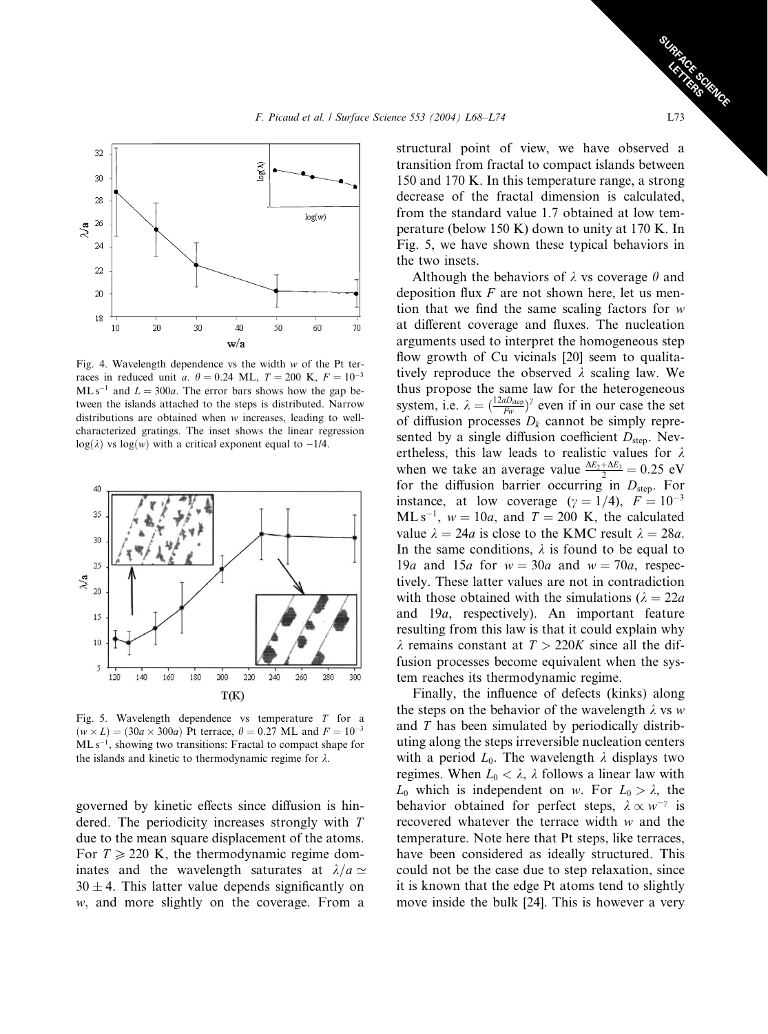Fig. 4. Wavelength dependence vs the width $w$ of the Pt terraces in reduced unit $a$. $\theta = 0.24$ ML, $T = 200$ K, $F = 10^{-3}$ ML s$^{-1}$ and $L = 300a$. The error bars shows how the gap between the islands attached to the steps is distributed. Narrow distributions are obtained when $w$ increases, leading to well-characterized gratings. The inset shows the linear regression $\log(\lambda)$ vs $\log(w)$ with a critical exponent equal to $-1/4$.

Fig. 5. Wavelength dependence vs temperature $T$ for a $(w \times L) = (30a \times 300a)$ Pt terrace, $\theta = 0.27$ ML and $F = 10^{-3}$ ML s$^{-1}$, showing two transitions: Fractal to compact shape for the islands and kinetic to thermodynamic regime for $\lambda$.

governed by kinetic effects since diffusion is hindered. The periodicity increases strongly with $T$ due to the mean square displacement of the atoms. For $T \geqslant 220$ K, the thermodynamic regime dominates and the wavelength saturates at $\lambda/a \simeq 30 \pm 4$. This latter value depends significantly on $w$, and more slightly on the coverage. From a structural point of view, we have observed a transition from fractal to compact islands between 150 and 170 K. In this temperature range, a strong decrease of the fractal dimension is calculated, from the standard value 1.7 obtained at low temperature (below 150 K) down to unity at 170 K. In Fig. 5, we have shown these typical behaviors in the two insets.

Although the behaviors of $\lambda$ vs coverage $\theta$ and deposition flux $F$ are not shown here, let us mention that we find the same scaling factors for $w$ at different coverage and fluxes. The nucleation arguments used to interpret the homogeneous step flow growth of Cu vicinals [20] seem to qualitatively reproduce the observed $\lambda$ scaling law. We thus propose the same law for the heterogeneous system, i.e. $\lambda = (\frac{12aD_{\text{step}}}{Fw})^{\gamma}$ even if in our case the set of diffusion processes $D_k$ cannot be simply represented by a single diffusion coefficient $D_{\text{step}}$. Nevertheless, this law leads to realistic values for $\lambda$ when we take an average value $\frac{\Delta E_2 + \Delta E_3}{2} = 0.25$ eV for the diffusion barrier occurring in $D_{\text{step}}$. For instance, at low coverage ($\gamma = 1/4$), $F = 10^{-3}$ ML s$^{-1}$, $w = 10a$, and $T = 200$ K, the calculated value $\lambda = 24a$ is close to the KMC result $\lambda = 28a$. In the same conditions, $\lambda$ is found to be equal to $19a$ and $15a$ for $w = 30a$ and $w = 70a$, respectively. These latter values are not in contradiction with those obtained with the simulations ($\lambda = 22a$ and $19a$, respectively). An important feature resulting from this law is that it could explain why $\lambda$ remains constant at $T > 220K$ since all the diffusion processes become equivalent when the system reaches its thermodynamic regime.

Finally, the influence of defects (kinks) along the steps on the behavior of the wavelength $\lambda$ vs $w$ and $T$ has been simulated by periodically distributing along the steps irreversible nucleation centers with a period $L_0$. The wavelength $\lambda$ displays two regimes. When $L_0 < \lambda$, $\lambda$ follows a linear law with $L_0$ which is independent on $w$. For $L_0 > \lambda$, the behavior obtained for perfect steps, $\lambda \propto w^{-\gamma}$ is recovered whatever the terrace width $w$ and the temperature. Note here that Pt steps, like terraces, have been considered as ideally structured. This could not be the case due to step relaxation, since it is known that the edge Pt atoms tend to slightly move inside the bulk [24]. This is however a very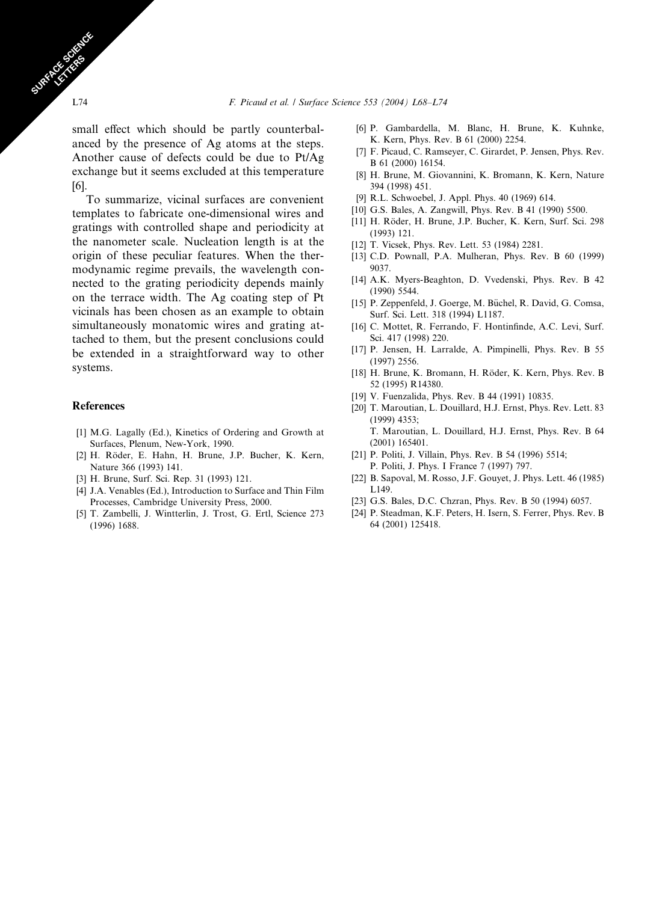small effect which should be partly counterbalanced by the presence of Ag atoms at the steps. Another cause of defects could be due to Pt/Ag exchange but it seems excluded at this temperature [6].

To summarize, vicinal surfaces are convenient templates to fabricate one-dimensional wires and gratings with controlled shape and periodicity at the nanometer scale. Nucleation length is at the origin of these peculiar features. When the thermodynamic regime prevails, the wavelength connected to the grating periodicity depends mainly on the terrace width. The Ag coating step of Pt vicinals has been chosen as an example to obtain simultaneously monatomic wires and grating attached to them, but the present conclusions could be extended in a straightforward way to other systems.

## References

[1] M.G. Lagally (Ed.), Kinetics of Ordering and Growth at Surfaces, Plenum, New-York, 1990.

[2] H. Röder, E. Hahn, H. Brune, J.P. Bucher, K. Kern, Nature 366 (1993) 141.

[3] H. Brune, Surf. Sci. Rep. 31 (1993) 121.

[4] J.A. Venables (Ed.), Introduction to Surface and Thin Film Processes, Cambridge University Press, 2000.

[5] T. Zambelli, J. Wintterlin, J. Trost, G. Ertl, Science 273 (1996) 1688.

[6] P. Gambardella, M. Blanc, H. Brune, K. Kuhnke, K. Kern, Phys. Rev. B 61 (2000) 2254.

[7] F. Picaud, C. Ramseyer, C. Girardet, P. Jensen, Phys. Rev. B 61 (2000) 16154.

[8] H. Brune, M. Giovannini, K. Bromann, K. Kern, Nature 394 (1998) 451.

[9] R.L. Schwoebel, J. Appl. Phys. 40 (1969) 614.

[10] G.S. Bales, A. Zangwill, Phys. Rev. B 41 (1990) 5500.

[11] H. Röder, H. Brune, J.P. Bucher, K. Kern, Surf. Sci. 298 (1993) 121.

[12] T. Vicsek, Phys. Rev. Lett. 53 (1984) 2281.

[13] C.D. Pownall, P.A. Mulheran, Phys. Rev. B 60 (1999) 9037.

[14] A.K. Myers-Beaghton, D. Vvedenski, Phys. Rev. B 42 (1990) 5544.

[15] P. Zeppenfeld, J. Goerge, M. Büchel, R. David, G. Comsa, Surf. Sci. Lett. 318 (1994) L1187.

[16] C. Mottet, R. Ferrando, F. Hontinfinde, A.C. Levi, Surf. Sci. 417 (1998) 220.

[17] P. Jensen, H. Larralde, A. Pimpinelli, Phys. Rev. B 55 (1997) 2556.

[18] H. Brune, K. Bromann, H. Röder, K. Kern, Phys. Rev. B 52 (1995) R14380.

[19] V. Fuenzalida, Phys. Rev. B 44 (1991) 10835.

[20] T. Maroutian, L. Douillard, H.J. Ernst, Phys. Rev. Lett. 83 (1999) 4353;
T. Maroutian, L. Douillard, H.J. Ernst, Phys. Rev. B 64 (2001) 165401.

[21] P. Politi, J. Villain, Phys. Rev. B 54 (1996) 5514;
P. Politi, J. Phys. I France 7 (1997) 797.

[22] B. Sapoval, M. Rosso, J.F. Gouyet, J. Phys. Lett. 46 (1985) L149.

[23] G.S. Bales, D.C. Chzran, Phys. Rev. B 50 (1994) 6057.

[24] P. Steadman, K.F. Peters, H. Isern, S. Ferrer, Phys. Rev. B 64 (2001) 125418.